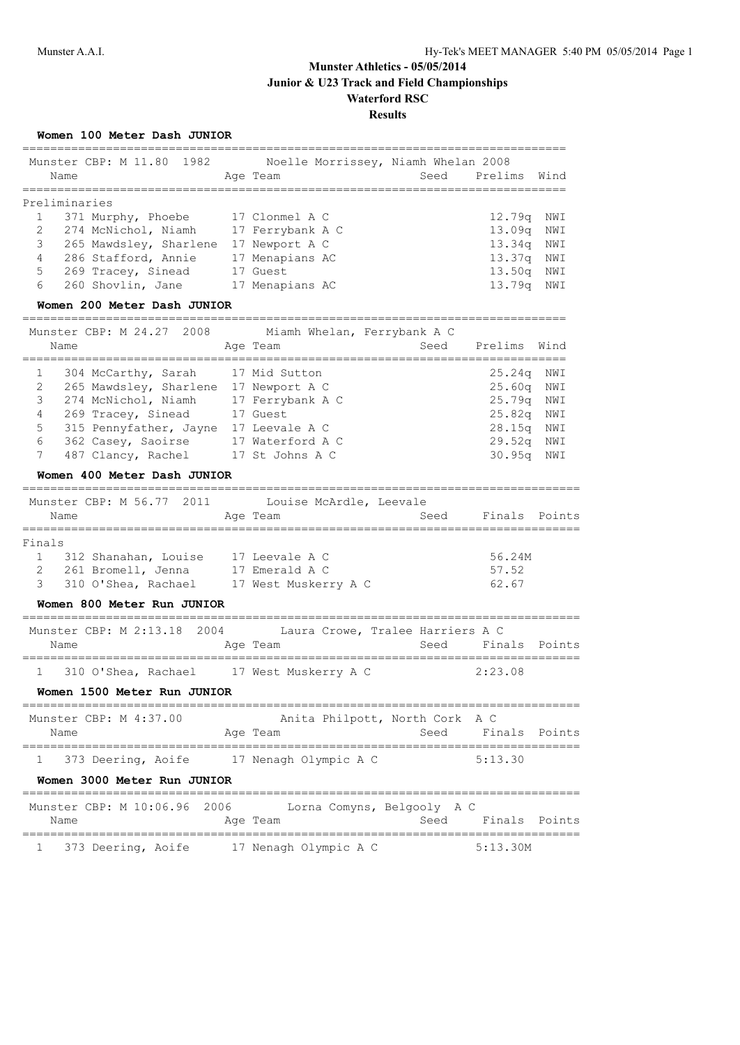# Munster Athletics - 05/05/2014
## Junior & U23 Track and Field Championships
### Waterford RSC
### Results

**Women 100 Meter Dash JUNIOR**

Munster CBP: M 11.80 1982 Noelle Morrissey, Niamh Whelan 2008

| | Name | Age | Team | Seed | Prelims | Wind |
|---|---|---|---|---|---|---|
| **Preliminaries** | | | | | | |
| 1 | 371 Murphy, Phoebe | 17 | Clonmel A C | | 12.79q | NWI |
| 2 | 274 McNichol, Niamh | 17 | Ferrybank A C | | 13.09q | NWI |
| 3 | 265 Mawdsley, Sharlene | 17 | Newport A C | | 13.34q | NWI |
| 4 | 286 Stafford, Annie | 17 | Menapians AC | | 13.37q | NWI |
| 5 | 269 Tracey, Sinead | 17 | Guest | | 13.50q | NWI |
| 6 | 260 Shovlin, Jane | 17 | Menapians AC | | 13.79q | NWI |

**Women 200 Meter Dash JUNIOR**

Munster CBP: M 24.27 2008 Miamh Whelan, Ferrybank A C

| | Name | Age | Team | Seed | Prelims | Wind |
|---|---|---|---|---|---|---|
| 1 | 304 McCarthy, Sarah | 17 | Mid Sutton | | 25.24q | NWI |
| 2 | 265 Mawdsley, Sharlene | 17 | Newport A C | | 25.60q | NWI |
| 3 | 274 McNichol, Niamh | 17 | Ferrybank A C | | 25.79q | NWI |
| 4 | 269 Tracey, Sinead | 17 | Guest | | 25.82q | NWI |
| 5 | 315 Pennyfather, Jayne | 17 | Leevale A C | | 28.15q | NWI |
| 6 | 362 Casey, Saoirse | 17 | Waterford A C | | 29.52q | NWI |
| 7 | 487 Clancy, Rachel | 17 | St Johns A C | | 30.95q | NWI |

**Women 400 Meter Dash JUNIOR**

Munster CBP: M 56.77 2011 Louise McArdle, Leevale

| | Name | Age | Team | Seed | Finals | Points |
|---|---|---|---|---|---|---|
| **Finals** | | | | | | |
| 1 | 312 Shanahan, Louise | 17 | Leevale A C | | 56.24M | |
| 2 | 261 Bromell, Jenna | 17 | Emerald A C | | 57.52 | |
| 3 | 310 O'Shea, Rachael | 17 | West Muskerry A C | | 62.67 | |

**Women 800 Meter Run JUNIOR**

Munster CBP: M 2:13.18 2004 Laura Crowe, Tralee Harriers A C

| | Name | Age | Team | Seed | Finals | Points |
|---|---|---|---|---|---|---|
| 1 | 310 O'Shea, Rachael | 17 | West Muskerry A C | | 2:23.08 | |

**Women 1500 Meter Run JUNIOR**

Munster CBP: M 4:37.00 Anita Philpott, North Cork A C

| | Name | Age | Team | Seed | Finals | Points |
|---|---|---|---|---|---|---|
| 1 | 373 Deering, Aoife | 17 | Nenagh Olympic A C | | 5:13.30 | |

**Women 3000 Meter Run JUNIOR**

Munster CBP: M 10:06.96 2006 Lorna Comyns, Belgooly A C

| | Name | Age | Team | Seed | Finals | Points |
|---|---|---|---|---|---|---|
| 1 | 373 Deering, Aoife | 17 | Nenagh Olympic A C | | 5:13.30M | |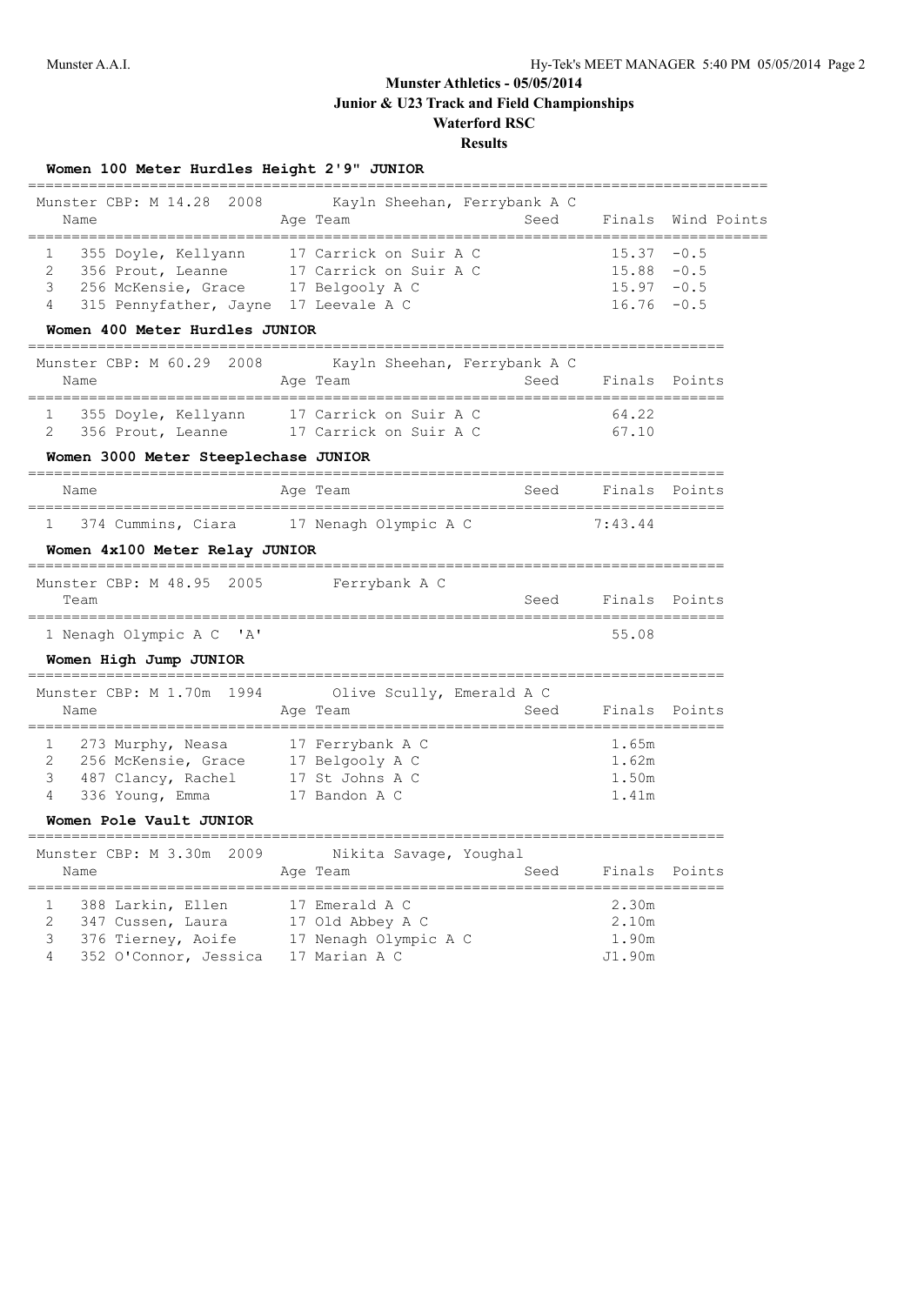**Munster Athletics - 05/05/2014**
**Junior & U23 Track and Field Championships**
**Waterford RSC**
**Results**

### Women 100 Meter Hurdles Height 2'9" JUNIOR

Munster CBP: M 14.28 2008 Kayln Sheehan, Ferrybank A C

| | Name | Age | Team | Seed | Finals | Wind | Points |
|---|---|---|---|---|---|---|---|
| 1 | 355 Doyle, Kellyann | 17 | Carrick on Suir A C | | 15.37 | -0.5 | |
| 2 | 356 Prout, Leanne | 17 | Carrick on Suir A C | | 15.88 | -0.5 | |
| 3 | 256 McKensie, Grace | 17 | Belgooly A C | | 15.97 | -0.5 | |
| 4 | 315 Pennyfather, Jayne | 17 | Leevale A C | | 16.76 | -0.5 | |

### Women 400 Meter Hurdles JUNIOR

Munster CBP: M 60.29 2008 Kayln Sheehan, Ferrybank A C

| | Name | Age | Team | Seed | Finals | Points |
|---|---|---|---|---|---|---|
| 1 | 355 Doyle, Kellyann | 17 | Carrick on Suir A C | | 64.22 | |
| 2 | 356 Prout, Leanne | 17 | Carrick on Suir A C | | 67.10 | |

### Women 3000 Meter Steeplechase JUNIOR

| | Name | Age | Team | Seed | Finals | Points |
|---|---|---|---|---|---|---|
| 1 | 374 Cummins, Ciara | 17 | Nenagh Olympic A C | | 7:43.44 | |

### Women 4x100 Meter Relay JUNIOR

Munster CBP: M 48.95 2005 Ferrybank A C

| | Team | Seed | Finals | Points |
|---|---|---|---|---|
| 1 | Nenagh Olympic A C 'A' | | 55.08 | |

### Women High Jump JUNIOR

Munster CBP: M 1.70m 1994 Olive Scully, Emerald A C

| | Name | Age | Team | Seed | Finals | Points |
|---|---|---|---|---|---|---|
| 1 | 273 Murphy, Neasa | 17 | Ferrybank A C | | 1.65m | |
| 2 | 256 McKensie, Grace | 17 | Belgooly A C | | 1.62m | |
| 3 | 487 Clancy, Rachel | 17 | St Johns A C | | 1.50m | |
| 4 | 336 Young, Emma | 17 | Bandon A C | | 1.41m | |

### Women Pole Vault JUNIOR

Munster CBP: M 3.30m 2009 Nikita Savage, Youghal

| | Name | Age | Team | Seed | Finals | Points |
|---|---|---|---|---|---|---|
| 1 | 388 Larkin, Ellen | 17 | Emerald A C | | 2.30m | |
| 2 | 347 Cussen, Laura | 17 | Old Abbey A C | | 2.10m | |
| 3 | 376 Tierney, Aoife | 17 | Nenagh Olympic A C | | 1.90m | |
| 4 | 352 O'Connor, Jessica | 17 | Marian A C | | J1.90m | |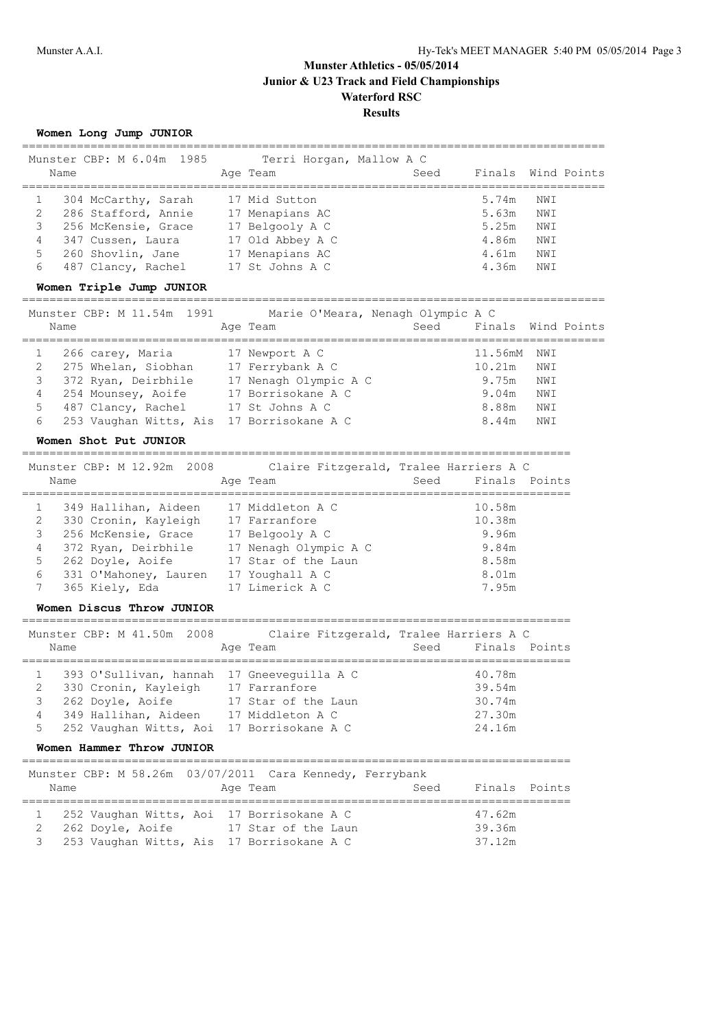# Munster Athletics - 05/05/2014
## Junior & U23 Track and Field Championships
## Waterford RSC
## Results

### Women Long Jump JUNIOR

Munster CBP: M 6.04m 1985 Terri Horgan, Mallow A C

| | Name | Age | Team | Seed | Finals | Wind | Points |
|---|---|---|---|---|---|---|---|
| 1 | 304 McCarthy, Sarah | 17 | Mid Sutton | | 5.74m | NWI | |
| 2 | 286 Stafford, Annie | 17 | Menapians AC | | 5.63m | NWI | |
| 3 | 256 McKensie, Grace | 17 | Belgooly A C | | 5.25m | NWI | |
| 4 | 347 Cussen, Laura | 17 | Old Abbey A C | | 4.86m | NWI | |
| 5 | 260 Shovlin, Jane | 17 | Menapians AC | | 4.61m | NWI | |
| 6 | 487 Clancy, Rachel | 17 | St Johns A C | | 4.36m | NWI | |

### Women Triple Jump JUNIOR

Munster CBP: M 11.54m 1991 Marie O'Meara, Nenagh Olympic A C

| | Name | Age | Team | Seed | Finals | Wind | Points |
|---|---|---|---|---|---|---|---|
| 1 | 266 carey, Maria | 17 | Newport A C | | 11.56mM | NWI | |
| 2 | 275 Whelan, Siobhan | 17 | Ferrybank A C | | 10.21m | NWI | |
| 3 | 372 Ryan, Deirbhile | 17 | Nenagh Olympic A C | | 9.75m | NWI | |
| 4 | 254 Mounsey, Aoife | 17 | Borrisokane A C | | 9.04m | NWI | |
| 5 | 487 Clancy, Rachel | 17 | St Johns A C | | 8.88m | NWI | |
| 6 | 253 Vaughan Witts, Ais | 17 | Borrisokane A C | | 8.44m | NWI | |

### Women Shot Put JUNIOR

Munster CBP: M 12.92m 2008 Claire Fitzgerald, Tralee Harriers A C

| | Name | Age | Team | Seed | Finals | Points |
|---|---|---|---|---|---|---|
| 1 | 349 Hallihan, Aideen | 17 | Middleton A C | | 10.58m | |
| 2 | 330 Cronin, Kayleigh | 17 | Farranfore | | 10.38m | |
| 3 | 256 McKensie, Grace | 17 | Belgooly A C | | 9.96m | |
| 4 | 372 Ryan, Deirbhile | 17 | Nenagh Olympic A C | | 9.84m | |
| 5 | 262 Doyle, Aoife | 17 | Star of the Laun | | 8.58m | |
| 6 | 331 O'Mahoney, Lauren | 17 | Youghall A C | | 8.01m | |
| 7 | 365 Kiely, Eda | 17 | Limerick A C | | 7.95m | |

### Women Discus Throw JUNIOR

Munster CBP: M 41.50m 2008 Claire Fitzgerald, Tralee Harriers A C

| | Name | Age | Team | Seed | Finals | Points |
|---|---|---|---|---|---|---|
| 1 | 393 O'Sullivan, hannah | 17 | Gneeveguilla A C | | 40.78m | |
| 2 | 330 Cronin, Kayleigh | 17 | Farranfore | | 39.54m | |
| 3 | 262 Doyle, Aoife | 17 | Star of the Laun | | 30.74m | |
| 4 | 349 Hallihan, Aideen | 17 | Middleton A C | | 27.30m | |
| 5 | 252 Vaughan Witts, Aoi | 17 | Borrisokane A C | | 24.16m | |

### Women Hammer Throw JUNIOR

Munster CBP: M 58.26m 03/07/2011 Cara Kennedy, Ferrybank

| | Name | Age | Team | Seed | Finals | Points |
|---|---|---|---|---|---|---|
| 1 | 252 Vaughan Witts, Aoi | 17 | Borrisokane A C | | 47.62m | |
| 2 | 262 Doyle, Aoife | 17 | Star of the Laun | | 39.36m | |
| 3 | 253 Vaughan Witts, Ais | 17 | Borrisokane A C | | 37.12m | |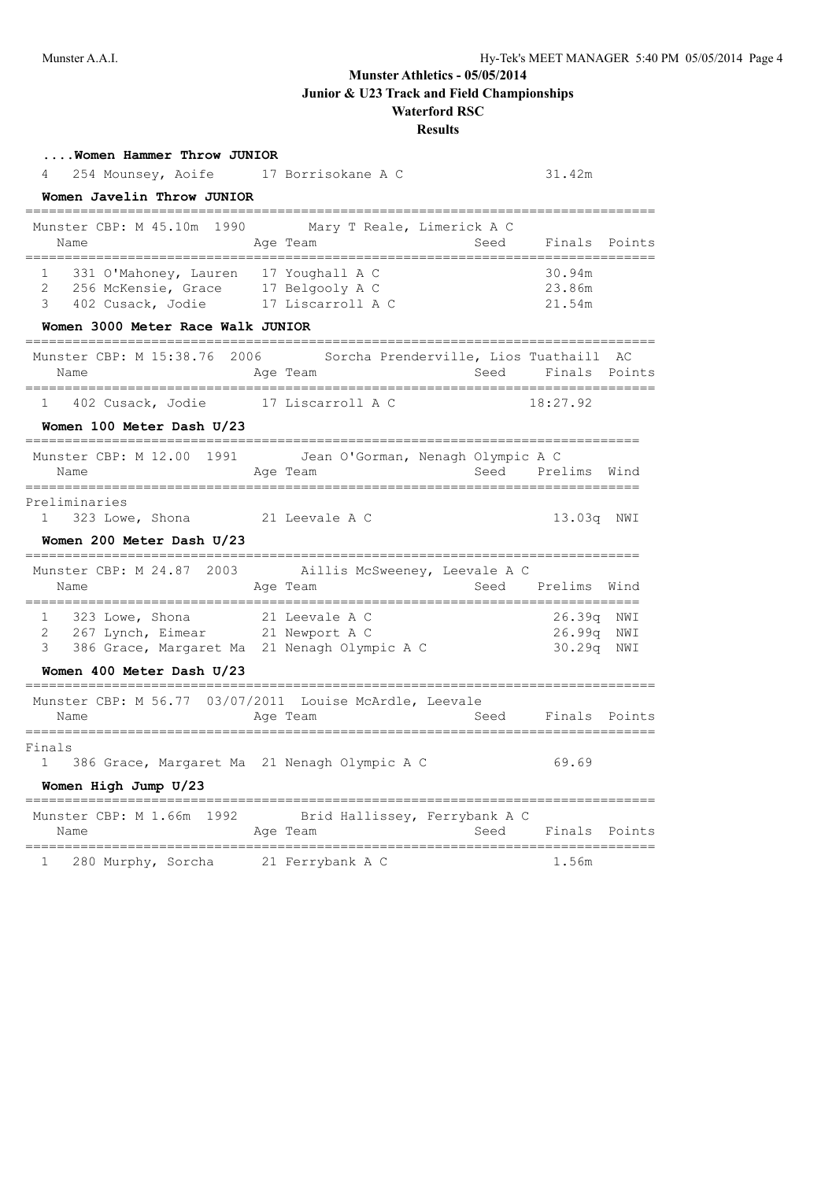# Munster Athletics - 05/05/2014
## Junior & U23 Track and Field Championships
## Waterford RSC
## Results

### ....Women Hammer Throw JUNIOR

| Place | Name | Age | Team | Seed | Finals | Points |
|---|---|---|---|---|---|---|
| 4 | 254 Mounsey, Aoife | 17 | Borrisokane A C | | 31.42m | |

### Women Javelin Throw JUNIOR

Munster CBP: M 45.10m 1990 Mary T Reale, Limerick A C

| Place | Name | Age | Team | Seed | Finals | Points |
|---|---|---|---|---|---|---|
| 1 | 331 O'Mahoney, Lauren | 17 | Youghall A C | | 30.94m | |
| 2 | 256 McKensie, Grace | 17 | Belgooly A C | | 23.86m | |
| 3 | 402 Cusack, Jodie | 17 | Liscarroll A C | | 21.54m | |

### Women 3000 Meter Race Walk JUNIOR

Munster CBP: M 15:38.76 2006 Sorcha Prenderville, Lios Tuathaill AC

| Place | Name | Age | Team | Seed | Finals | Points |
|---|---|---|---|---|---|---|
| 1 | 402 Cusack, Jodie | 17 | Liscarroll A C | | 18:27.92 | |

### Women 100 Meter Dash U/23

Munster CBP: M 12.00 1991 Jean O'Gorman, Nenagh Olympic A C

Preliminaries

| Place | Name | Age | Team | Seed | Prelims | Wind |
|---|---|---|---|---|---|---|
| 1 | 323 Lowe, Shona | 21 | Leevale A C | | 13.03q | NWI |

### Women 200 Meter Dash U/23

Munster CBP: M 24.87 2003 Aillis McSweeney, Leevale A C

| Place | Name | Age | Team | Seed | Prelims | Wind |
|---|---|---|---|---|---|---|
| 1 | 323 Lowe, Shona | 21 | Leevale A C | | 26.39q | NWI |
| 2 | 267 Lynch, Eimear | 21 | Newport A C | | 26.99q | NWI |
| 3 | 386 Grace, Margaret Ma | 21 | Nenagh Olympic A C | | 30.29q | NWI |

### Women 400 Meter Dash U/23

Munster CBP: M 56.77 03/07/2011 Louise McArdle, Leevale

Finals

| Place | Name | Age | Team | Seed | Finals | Points |
|---|---|---|---|---|---|---|
| 1 | 386 Grace, Margaret Ma | 21 | Nenagh Olympic A C | | 69.69 | |

### Women High Jump U/23

Munster CBP: M 1.66m 1992 Brid Hallissey, Ferrybank A C

| Place | Name | Age | Team | Seed | Finals | Points |
|---|---|---|---|---|---|---|
| 1 | 280 Murphy, Sorcha | 21 | Ferrybank A C | | 1.56m | |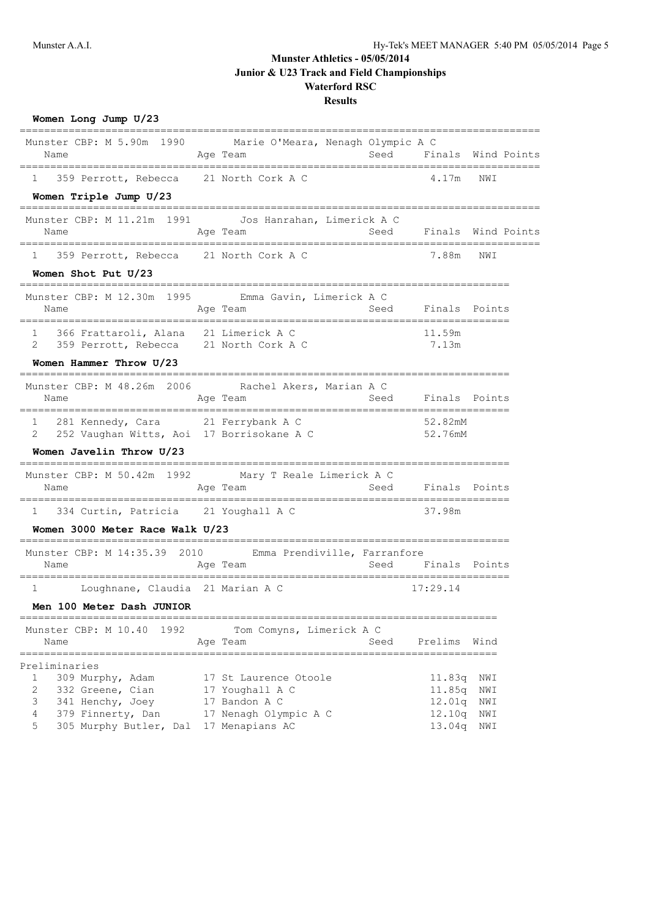# Munster Athletics - 05/05/2014
## Junior & U23 Track and Field Championships
## Waterford RSC
## Results

### Women Long Jump U/23

Munster CBP: M 5.90m 1990 Marie O'Meara, Nenagh Olympic A C

| Place | Name | Age | Team | Seed | Finals | Wind | Points |
|---|---|---|---|---|---|---|---|
| 1 | 359 Perrott, Rebecca | 21 | North Cork A C | | 4.17m | NWI | |

### Women Triple Jump U/23

Munster CBP: M 11.21m 1991 Jos Hanrahan, Limerick A C

| Place | Name | Age | Team | Seed | Finals | Wind | Points |
|---|---|---|---|---|---|---|---|
| 1 | 359 Perrott, Rebecca | 21 | North Cork A C | | 7.88m | NWI | |

### Women Shot Put U/23

Munster CBP: M 12.30m 1995 Emma Gavin, Limerick A C

| Place | Name | Age | Team | Seed | Finals | Points |
|---|---|---|---|---|---|---|
| 1 | 366 Frattaroli, Alana | 21 | Limerick A C | | 11.59m | |
| 2 | 359 Perrott, Rebecca | 21 | North Cork A C | | 7.13m | |

### Women Hammer Throw U/23

Munster CBP: M 48.26m 2006 Rachel Akers, Marian A C

| Place | Name | Age | Team | Seed | Finals | Points |
|---|---|---|---|---|---|---|
| 1 | 281 Kennedy, Cara | 21 | Ferrybank A C | | 52.82mM | |
| 2 | 252 Vaughan Witts, Aoi | 17 | Borrisokane A C | | 52.76mM | |

### Women Javelin Throw U/23

Munster CBP: M 50.42m 1992 Mary T Reale Limerick A C

| Place | Name | Age | Team | Seed | Finals | Points |
|---|---|---|---|---|---|---|
| 1 | 334 Curtin, Patricia | 21 | Youghall A C | | 37.98m | |

### Women 3000 Meter Race Walk U/23

Munster CBP: M 14:35.39 2010 Emma Prendiville, Farranfore

| Place | Name | Age | Team | Seed | Finals | Points |
|---|---|---|---|---|---|---|
| 1 | Loughnane, Claudia | 21 | Marian A C | | 17:29.14 | |

### Men 100 Meter Dash JUNIOR

Munster CBP: M 10.40 1992 Tom Comyns, Limerick A C

Preliminaries

| Place | Name | Age | Team | Seed | Prelims | Wind |
|---|---|---|---|---|---|---|
| 1 | 309 Murphy, Adam | 17 | St Laurence Otoole | | 11.83q | NWI |
| 2 | 332 Greene, Cian | 17 | Youghall A C | | 11.85q | NWI |
| 3 | 341 Henchy, Joey | 17 | Bandon A C | | 12.01q | NWI |
| 4 | 379 Finnerty, Dan | 17 | Nenagh Olympic A C | | 12.10q | NWI |
| 5 | 305 Murphy Butler, Dal | 17 | Menapians AC | | 13.04q | NWI |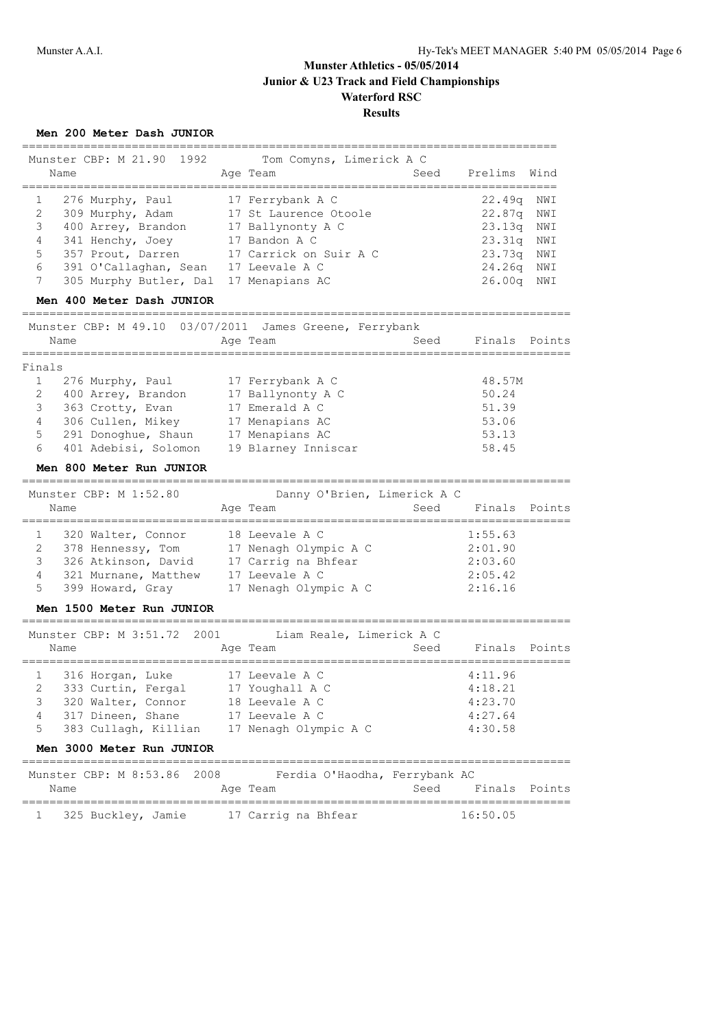# Munster Athletics - 05/05/2014
## Junior & U23 Track and Field Championships
## Waterford RSC
## Results

### Men 200 Meter Dash JUNIOR

Munster CBP: M 21.90 1992 Tom Comyns, Limerick A C

| | Name | Age | Team | Seed | Prelims | Wind |
|---|---|---|---|---|---|---|
| 1 | 276 Murphy, Paul | 17 | Ferrybank A C | | 22.49q | NWI |
| 2 | 309 Murphy, Adam | 17 | St Laurence Otoole | | 22.87q | NWI |
| 3 | 400 Arrey, Brandon | 17 | Ballynonty A C | | 23.13q | NWI |
| 4 | 341 Henchy, Joey | 17 | Bandon A C | | 23.31q | NWI |
| 5 | 357 Prout, Darren | 17 | Carrick on Suir A C | | 23.73q | NWI |
| 6 | 391 O'Callaghan, Sean | 17 | Leevale A C | | 24.26q | NWI |
| 7 | 305 Murphy Butler, Dal | 17 | Menapians AC | | 26.00q | NWI |

### Men 400 Meter Dash JUNIOR

Munster CBP: M 49.10 03/07/2011 James Greene, Ferrybank

Finals

| | Name | Age | Team | Seed | Finals | Points |
|---|---|---|---|---|---|---|
| 1 | 276 Murphy, Paul | 17 | Ferrybank A C | | 48.57M | |
| 2 | 400 Arrey, Brandon | 17 | Ballynonty A C | | 50.24 | |
| 3 | 363 Crotty, Evan | 17 | Emerald A C | | 51.39 | |
| 4 | 306 Cullen, Mikey | 17 | Menapians AC | | 53.06 | |
| 5 | 291 Donoghue, Shaun | 17 | Menapians AC | | 53.13 | |
| 6 | 401 Adebisi, Solomon | 19 | Blarney Inniscar | | 58.45 | |

### Men 800 Meter Run JUNIOR

Munster CBP: M 1:52.80 Danny O'Brien, Limerick A C

| | Name | Age | Team | Seed | Finals | Points |
|---|---|---|---|---|---|---|
| 1 | 320 Walter, Connor | 18 | Leevale A C | | 1:55.63 | |
| 2 | 378 Hennessy, Tom | 17 | Nenagh Olympic A C | | 2:01.90 | |
| 3 | 326 Atkinson, David | 17 | Carrig na Bhfear | | 2:03.60 | |
| 4 | 321 Murnane, Matthew | 17 | Leevale A C | | 2:05.42 | |
| 5 | 399 Howard, Gray | 17 | Nenagh Olympic A C | | 2:16.16 | |

### Men 1500 Meter Run JUNIOR

Munster CBP: M 3:51.72 2001 Liam Reale, Limerick A C

| | Name | Age | Team | Seed | Finals | Points |
|---|---|---|---|---|---|---|
| 1 | 316 Horgan, Luke | 17 | Leevale A C | | 4:11.96 | |
| 2 | 333 Curtin, Fergal | 17 | Youghall A C | | 4:18.21 | |
| 3 | 320 Walter, Connor | 18 | Leevale A C | | 4:23.70 | |
| 4 | 317 Dineen, Shane | 17 | Leevale A C | | 4:27.64 | |
| 5 | 383 Cullagh, Killian | 17 | Nenagh Olympic A C | | 4:30.58 | |

### Men 3000 Meter Run JUNIOR

Munster CBP: M 8:53.86 2008 Ferdia O'Haodha, Ferrybank AC

| | Name | Age | Team | Seed | Finals | Points |
|---|---|---|---|---|---|---|
| 1 | 325 Buckley, Jamie | 17 | Carrig na Bhfear | | 16:50.05 | |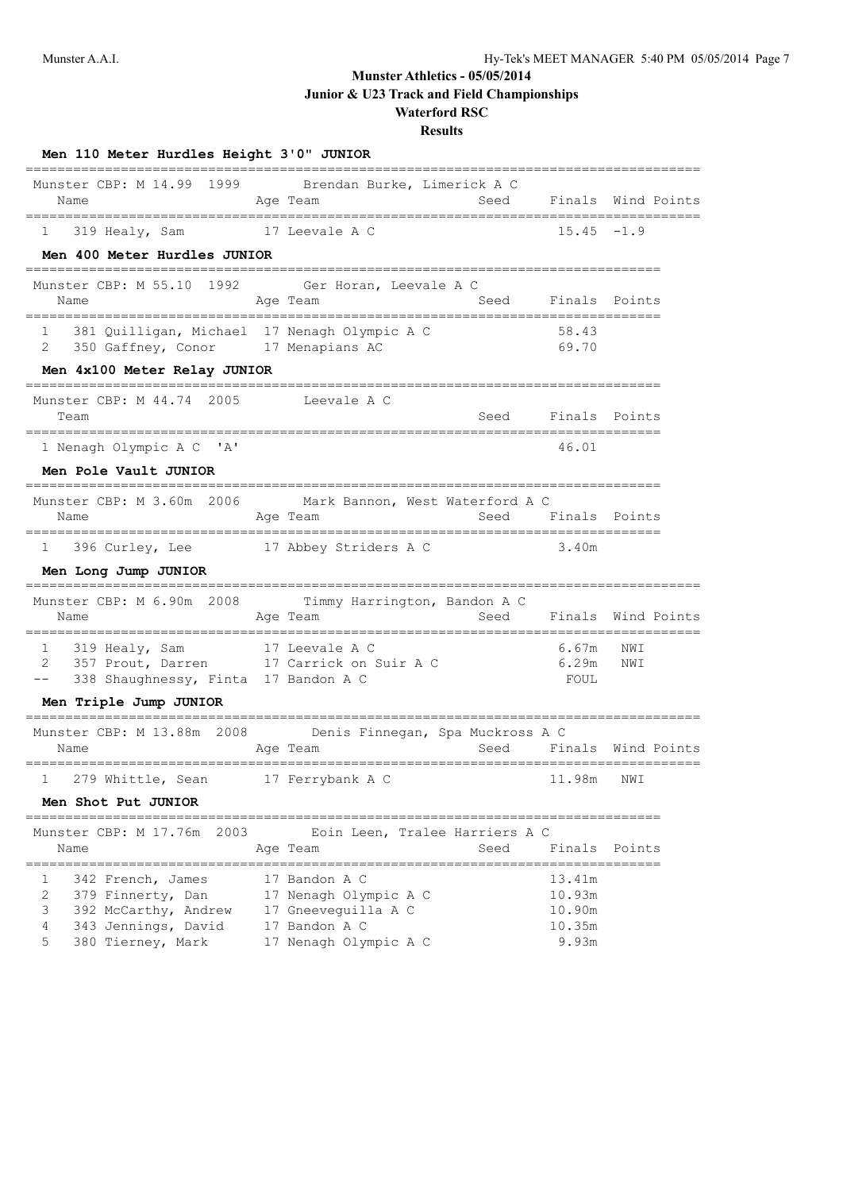# Munster Athletics - 05/05/2014

## Junior & U23 Track and Field Championships

### Waterford RSC

### Results

**Men 110 Meter Hurdles Height 3'0" JUNIOR**

Munster CBP: M 14.99 1999 Brendan Burke, Limerick A C

| | Name | Age | Team | Seed | Finals | Wind | Points |
|---|---|---|---|---|---|---|---|
| 1 | 319 Healy, Sam | 17 | Leevale A C | | 15.45 | -1.9 | |

**Men 400 Meter Hurdles JUNIOR**

Munster CBP: M 55.10 1992 Ger Horan, Leevale A C

| | Name | Age | Team | Seed | Finals | Points |
|---|---|---|---|---|---|---|
| 1 | 381 Quilligan, Michael | 17 | Nenagh Olympic A C | | 58.43 | |
| 2 | 350 Gaffney, Conor | 17 | Menapians AC | | 69.70 | |

**Men 4x100 Meter Relay JUNIOR**

Munster CBP: M 44.74 2005 Leevale A C

| | Team | Seed | Finals | Points |
|---|---|---|---|---|
| 1 | Nenagh Olympic A C 'A' | | 46.01 | |

**Men Pole Vault JUNIOR**

Munster CBP: M 3.60m 2006 Mark Bannon, West Waterford A C

| | Name | Age | Team | Seed | Finals | Points |
|---|---|---|---|---|---|---|
| 1 | 396 Curley, Lee | 17 | Abbey Striders A C | | 3.40m | |

**Men Long Jump JUNIOR**

Munster CBP: M 6.90m 2008 Timmy Harrington, Bandon A C

| | Name | Age | Team | Seed | Finals | Wind | Points |
|---|---|---|---|---|---|---|---|
| 1 | 319 Healy, Sam | 17 | Leevale A C | | 6.67m | NWI | |
| 2 | 357 Prout, Darren | 17 | Carrick on Suir A C | | 6.29m | NWI | |
| -- | 338 Shaughnessy, Finta | 17 | Bandon A C | | FOUL | | |

**Men Triple Jump JUNIOR**

Munster CBP: M 13.88m 2008 Denis Finnegan, Spa Muckross A C

| | Name | Age | Team | Seed | Finals | Wind | Points |
|---|---|---|---|---|---|---|---|
| 1 | 279 Whittle, Sean | 17 | Ferrybank A C | | 11.98m | NWI | |

**Men Shot Put JUNIOR**

Munster CBP: M 17.76m 2003 Eoin Leen, Tralee Harriers A C

| | Name | Age | Team | Seed | Finals | Points |
|---|---|---|---|---|---|---|
| 1 | 342 French, James | 17 | Bandon A C | | 13.41m | |
| 2 | 379 Finnerty, Dan | 17 | Nenagh Olympic A C | | 10.93m | |
| 3 | 392 McCarthy, Andrew | 17 | Gneeveguilla A C | | 10.90m | |
| 4 | 343 Jennings, David | 17 | Bandon A C | | 10.35m | |
| 5 | 380 Tierney, Mark | 17 | Nenagh Olympic A C | | 9.93m | |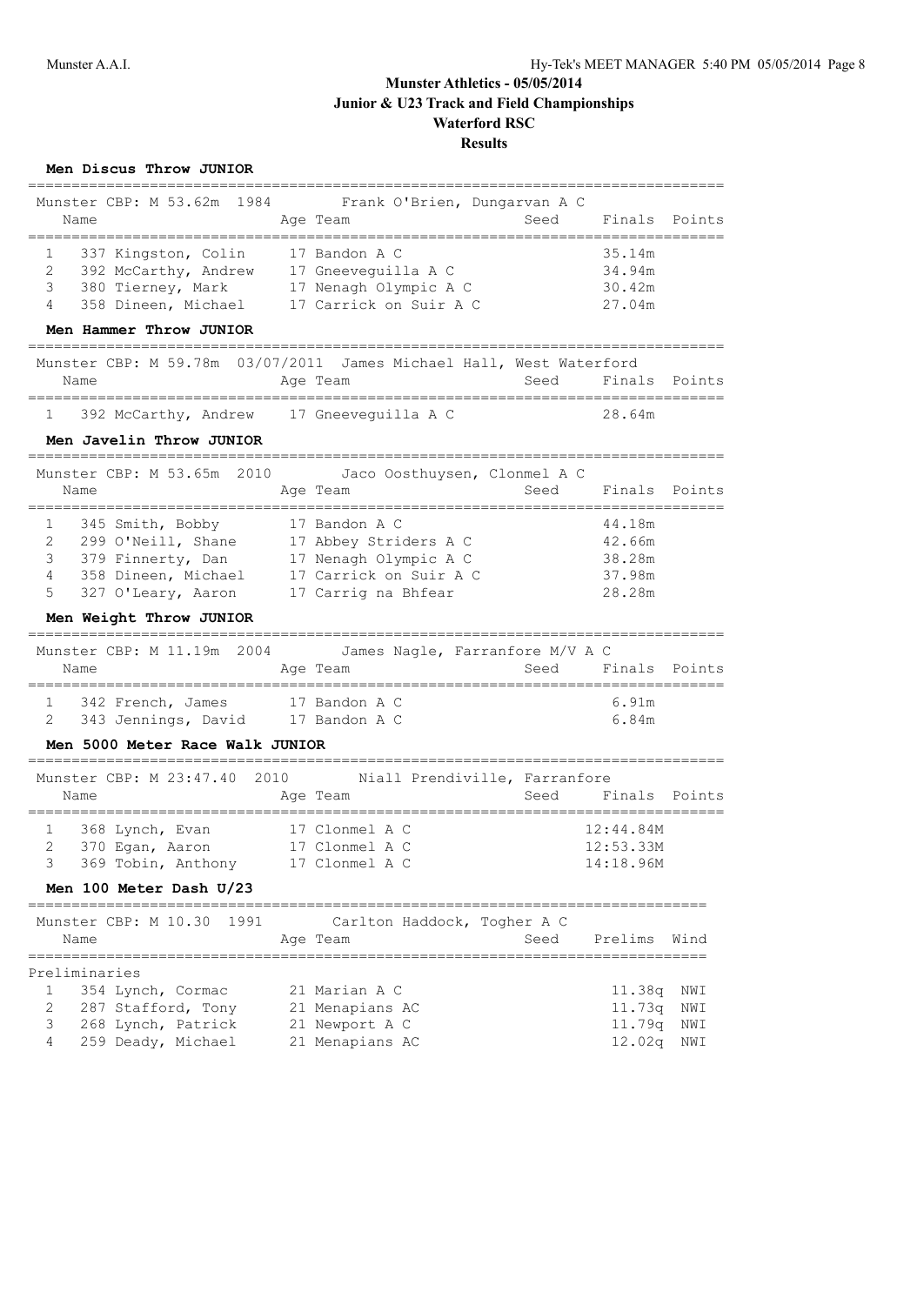# Munster Athletics - 05/05/2014
## Junior & U23 Track and Field Championships
## Waterford RSC
## Results

### Men Discus Throw JUNIOR

Munster CBP: M 53.62m 1984 Frank O'Brien, Dungarvan A C

| | Name | Age | Team | Seed | Finals | Points |
|---|---|---|---|---|---|---|
| 1 | 337 Kingston, Colin | 17 | Bandon A C | | 35.14m | |
| 2 | 392 McCarthy, Andrew | 17 | Gneeveguilla A C | | 34.94m | |
| 3 | 380 Tierney, Mark | 17 | Nenagh Olympic A C | | 30.42m | |
| 4 | 358 Dineen, Michael | 17 | Carrick on Suir A C | | 27.04m | |

### Men Hammer Throw JUNIOR

Munster CBP: M 59.78m 03/07/2011 James Michael Hall, West Waterford

| | Name | Age | Team | Seed | Finals | Points |
|---|---|---|---|---|---|---|
| 1 | 392 McCarthy, Andrew | 17 | Gneeveguilla A C | | 28.64m | |

### Men Javelin Throw JUNIOR

Munster CBP: M 53.65m 2010 Jaco Oosthuysen, Clonmel A C

| | Name | Age | Team | Seed | Finals | Points |
|---|---|---|---|---|---|---|
| 1 | 345 Smith, Bobby | 17 | Bandon A C | | 44.18m | |
| 2 | 299 O'Neill, Shane | 17 | Abbey Striders A C | | 42.66m | |
| 3 | 379 Finnerty, Dan | 17 | Nenagh Olympic A C | | 38.28m | |
| 4 | 358 Dineen, Michael | 17 | Carrick on Suir A C | | 37.98m | |
| 5 | 327 O'Leary, Aaron | 17 | Carrig na Bhfear | | 28.28m | |

### Men Weight Throw JUNIOR

Munster CBP: M 11.19m 2004 James Nagle, Farranfore M/V A C

| | Name | Age | Team | Seed | Finals | Points |
|---|---|---|---|---|---|---|
| 1 | 342 French, James | 17 | Bandon A C | | 6.91m | |
| 2 | 343 Jennings, David | 17 | Bandon A C | | 6.84m | |

### Men 5000 Meter Race Walk JUNIOR

Munster CBP: M 23:47.40 2010 Niall Prendiville, Farranfore

| | Name | Age | Team | Seed | Finals | Points |
|---|---|---|---|---|---|---|
| 1 | 368 Lynch, Evan | 17 | Clonmel A C | | 12:44.84M | |
| 2 | 370 Egan, Aaron | 17 | Clonmel A C | | 12:53.33M | |
| 3 | 369 Tobin, Anthony | 17 | Clonmel A C | | 14:18.96M | |

### Men 100 Meter Dash U/23

Munster CBP: M 10.30 1991 Carlton Haddock, Togher A C

Preliminaries

| | Name | Age | Team | Seed | Prelims | Wind |
|---|---|---|---|---|---|---|
| 1 | 354 Lynch, Cormac | 21 | Marian A C | | 11.38q | NWI |
| 2 | 287 Stafford, Tony | 21 | Menapians AC | | 11.73q | NWI |
| 3 | 268 Lynch, Patrick | 21 | Newport A C | | 11.79q | NWI |
| 4 | 259 Deady, Michael | 21 | Menapians AC | | 12.02q | NWI |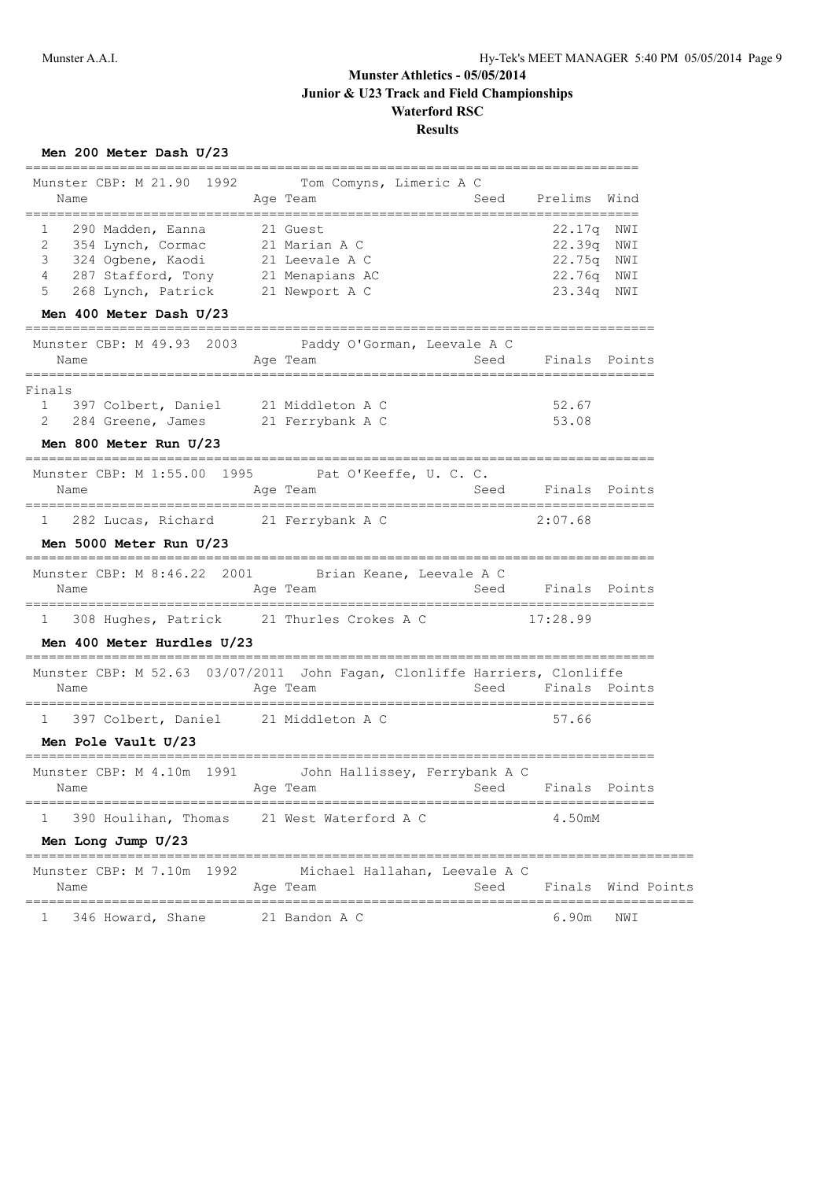# Munster Athletics - 05/05/2014
## Junior & U23 Track and Field Championships
## Waterford RSC
## Results

### Men 200 Meter Dash U/23

Munster CBP: M 21.90 1992 Tom Comyns, Limeric A C

| | Name | Age | Team | Seed | Prelims | Wind |
|---|---|---|---|---|---|---|
| 1 | 290 Madden, Eanna | 21 | Guest | | 22.17q | NWI |
| 2 | 354 Lynch, Cormac | 21 | Marian A C | | 22.39q | NWI |
| 3 | 324 Ogbene, Kaodi | 21 | Leevale A C | | 22.75q | NWI |
| 4 | 287 Stafford, Tony | 21 | Menapians AC | | 22.76q | NWI |
| 5 | 268 Lynch, Patrick | 21 | Newport A C | | 23.34q | NWI |

### Men 400 Meter Dash U/23

Munster CBP: M 49.93 2003 Paddy O'Gorman, Leevale A C

| | Name | Age | Team | Seed | Finals | Points |
|---|---|---|---|---|---|---|
| **Finals** | | | | | | |
| 1 | 397 Colbert, Daniel | 21 | Middleton A C | | 52.67 | |
| 2 | 284 Greene, James | 21 | Ferrybank A C | | 53.08 | |

### Men 800 Meter Run U/23

Munster CBP: M 1:55.00 1995 Pat O'Keeffe, U. C. C.

| | Name | Age | Team | Seed | Finals | Points |
|---|---|---|---|---|---|---|
| 1 | 282 Lucas, Richard | 21 | Ferrybank A C | | 2:07.68 | |

### Men 5000 Meter Run U/23

Munster CBP: M 8:46.22 2001 Brian Keane, Leevale A C

| | Name | Age | Team | Seed | Finals | Points |
|---|---|---|---|---|---|---|
| 1 | 308 Hughes, Patrick | 21 | Thurles Crokes A C | | 17:28.99 | |

### Men 400 Meter Hurdles U/23

Munster CBP: M 52.63 03/07/2011 John Fagan, Clonliffe Harriers, Clonliffe

| | Name | Age | Team | Seed | Finals | Points |
|---|---|---|---|---|---|---|
| 1 | 397 Colbert, Daniel | 21 | Middleton A C | | 57.66 | |

### Men Pole Vault U/23

Munster CBP: M 4.10m 1991 John Hallissey, Ferrybank A C

| | Name | Age | Team | Seed | Finals | Points |
|---|---|---|---|---|---|---|
| 1 | 390 Houlihan, Thomas | 21 | West Waterford A C | | 4.50mM | |

### Men Long Jump U/23

Munster CBP: M 7.10m 1992 Michael Hallahan, Leevale A C

| | Name | Age | Team | Seed | Finals | Wind | Points |
|---|---|---|---|---|---|---|---|
| 1 | 346 Howard, Shane | 21 | Bandon A C | | 6.90m | NWI | |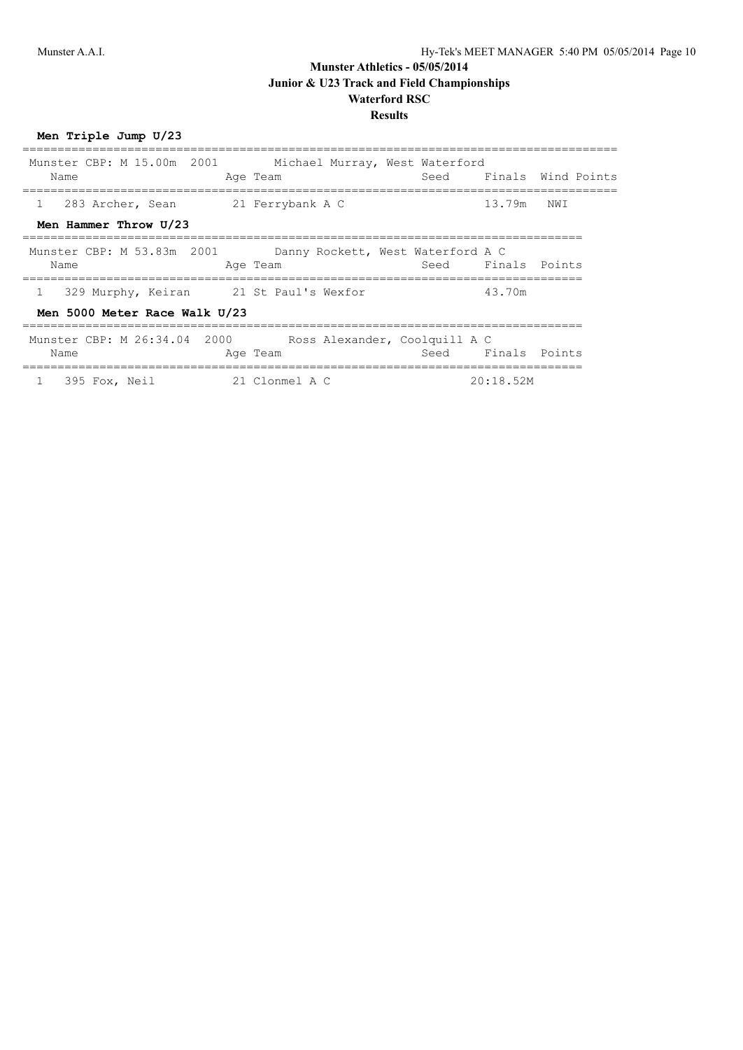# Munster Athletics - 05/05/2014
## Junior & U23 Track and Field Championships
## Waterford RSC
## Results

### Men Triple Jump U/23

Munster CBP: M 15.00m 2001 Michael Murray, West Waterford

| | Name | Age | Team | Seed | Finals | Wind | Points |
|---|---|---|---|---|---|---|---|
| 1 | 283 Archer, Sean | 21 | Ferrybank A C | | 13.79m | NWI | |

### Men Hammer Throw U/23

Munster CBP: M 53.83m 2001 Danny Rockett, West Waterford A C

| | Name | Age | Team | Seed | Finals | Points |
|---|---|---|---|---|---|---|
| 1 | 329 Murphy, Keiran | 21 | St Paul's Wexfor | | 43.70m | |

### Men 5000 Meter Race Walk U/23

Munster CBP: M 26:34.04 2000 Ross Alexander, Coolquill A C

| | Name | Age | Team | Seed | Finals | Points |
|---|---|---|---|---|---|---|
| 1 | 395 Fox, Neil | 21 | Clonmel A C | | 20:18.52M | |